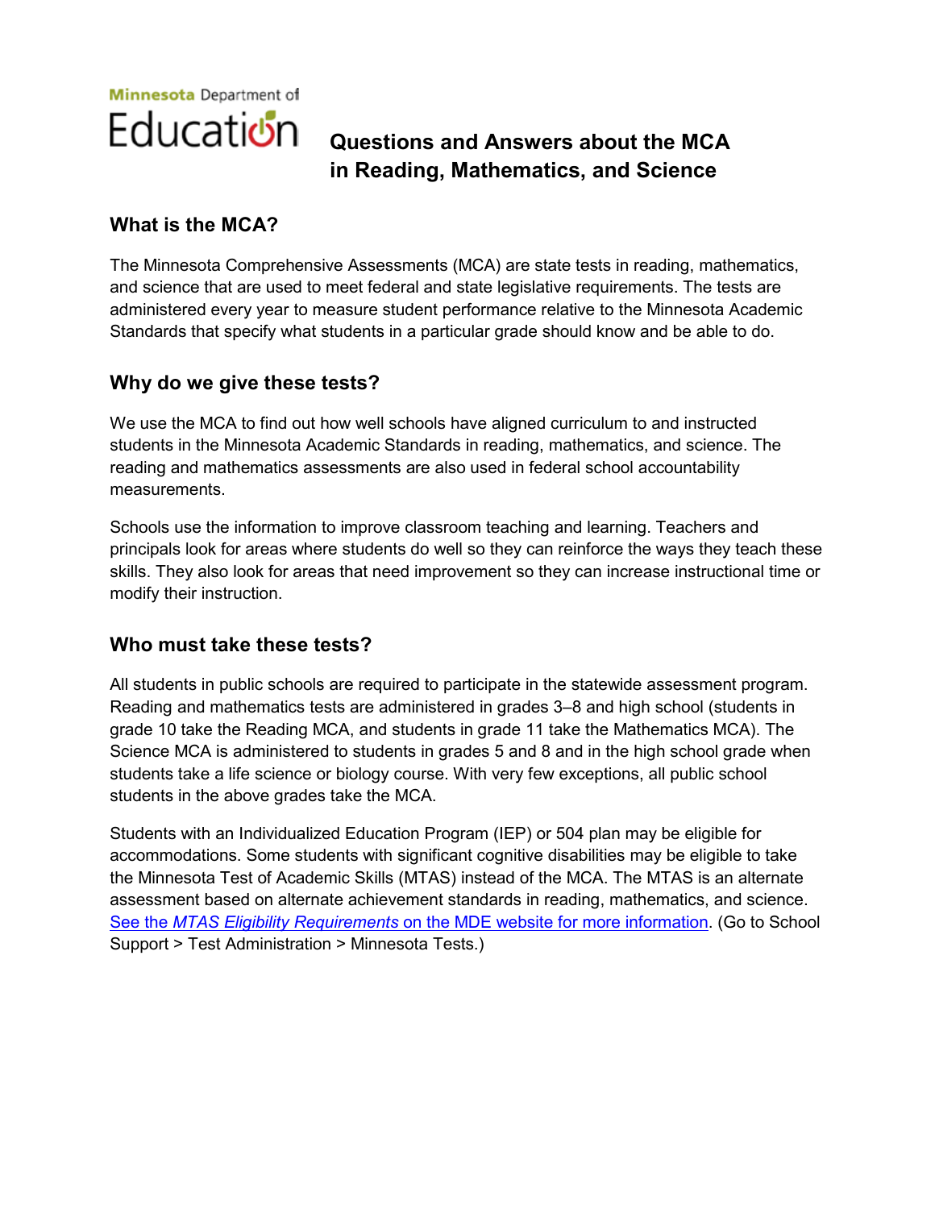Minnesota Department of Education

# Questions and Answers about the MCA in Reading, Mathematics, and Science

## What is the MCA?

The Minnesota Comprehensive Assessments (MCA) are state tests in reading, mathematics, and science that are used to meet federal and state legislative requirements. The tests are administered every year to measure student performance relative to the Minnesota Academic Standards that specify what students in a particular grade should know and be able to do.

## Why do we give these tests?

We use the MCA to find out how well schools have aligned curriculum to and instructed students in the Minnesota Academic Standards in reading, mathematics, and science. The reading and mathematics assessments are also used in federal school accountability measurements.

Schools use the information to improve classroom teaching and learning. Teachers and principals look for areas where students do well so they can reinforce the ways they teach these skills. They also look for areas that need improvement so they can increase instructional time or modify their instruction.

## Who must take these tests?

All students in public schools are required to participate in the statewide assessment program. Reading and mathematics tests are administered in grades 3–8 and high school (students in grade 10 take the Reading MCA, and students in grade 11 take the Mathematics MCA). The Science MCA is administered to students in grades 5 and 8 and in the high school grade when students take a life science or biology course. With very few exceptions, all public school students in the above grades take the MCA.

Students with an Individualized Education Program (IEP) or 504 plan may be eligible for accommodations. Some students with significant cognitive disabilities may be eligible to take the Minnesota Test of Academic Skills (MTAS) instead of the MCA. The MTAS is an alternate assessment based on alternate achievement standards in reading, mathematics, and science. See the *MTAS Eligibility Requirements* on the MDE website for more information. (Go to School Support > Test Administration > Minnesota Tests.)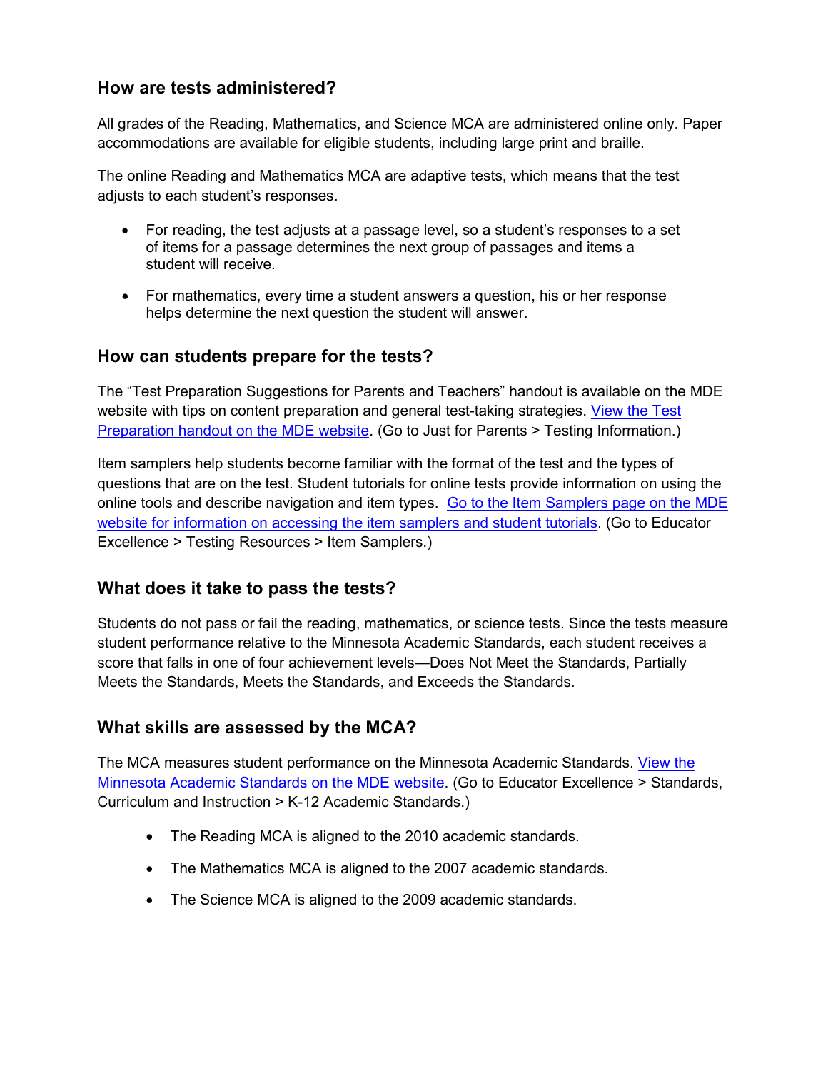## How are tests administered?

All grades of the Reading, Mathematics, and Science MCA are administered online only. Paper accommodations are available for eligible students, including large print and braille.

The online Reading and Mathematics MCA are adaptive tests, which means that the test adjusts to each student's responses.

- For reading, the test adjusts at a passage level, so a student's responses to a set of items for a passage determines the next group of passages and items a student will receive.
- For mathematics, every time a student answers a question, his or her response helps determine the next question the student will answer.

## How can students prepare for the tests?

The "Test Preparation Suggestions for Parents and Teachers" handout is available on the MDE website with tips on content preparation and general test-taking strategies. View the Test Preparation handout on the MDE website. (Go to Just for Parents > Testing Information.)

Item samplers help students become familiar with the format of the test and the types of questions that are on the test. Student tutorials for online tests provide information on using the online tools and describe navigation and item types. Go to the Item Samplers page on the MDE website for information on accessing the item samplers and student tutorials. (Go to Educator Excellence > Testing Resources > Item Samplers.)

## What does it take to pass the tests?

Students do not pass or fail the reading, mathematics, or science tests. Since the tests measure student performance relative to the Minnesota Academic Standards, each student receives a score that falls in one of four achievement levels—Does Not Meet the Standards, Partially Meets the Standards, Meets the Standards, and Exceeds the Standards.

## What skills are assessed by the MCA?

The MCA measures student performance on the Minnesota Academic Standards. View the Minnesota Academic Standards on the MDE website. (Go to Educator Excellence > Standards, Curriculum and Instruction > K-12 Academic Standards.)

- The Reading MCA is aligned to the 2010 academic standards.
- The Mathematics MCA is aligned to the 2007 academic standards.
- The Science MCA is aligned to the 2009 academic standards.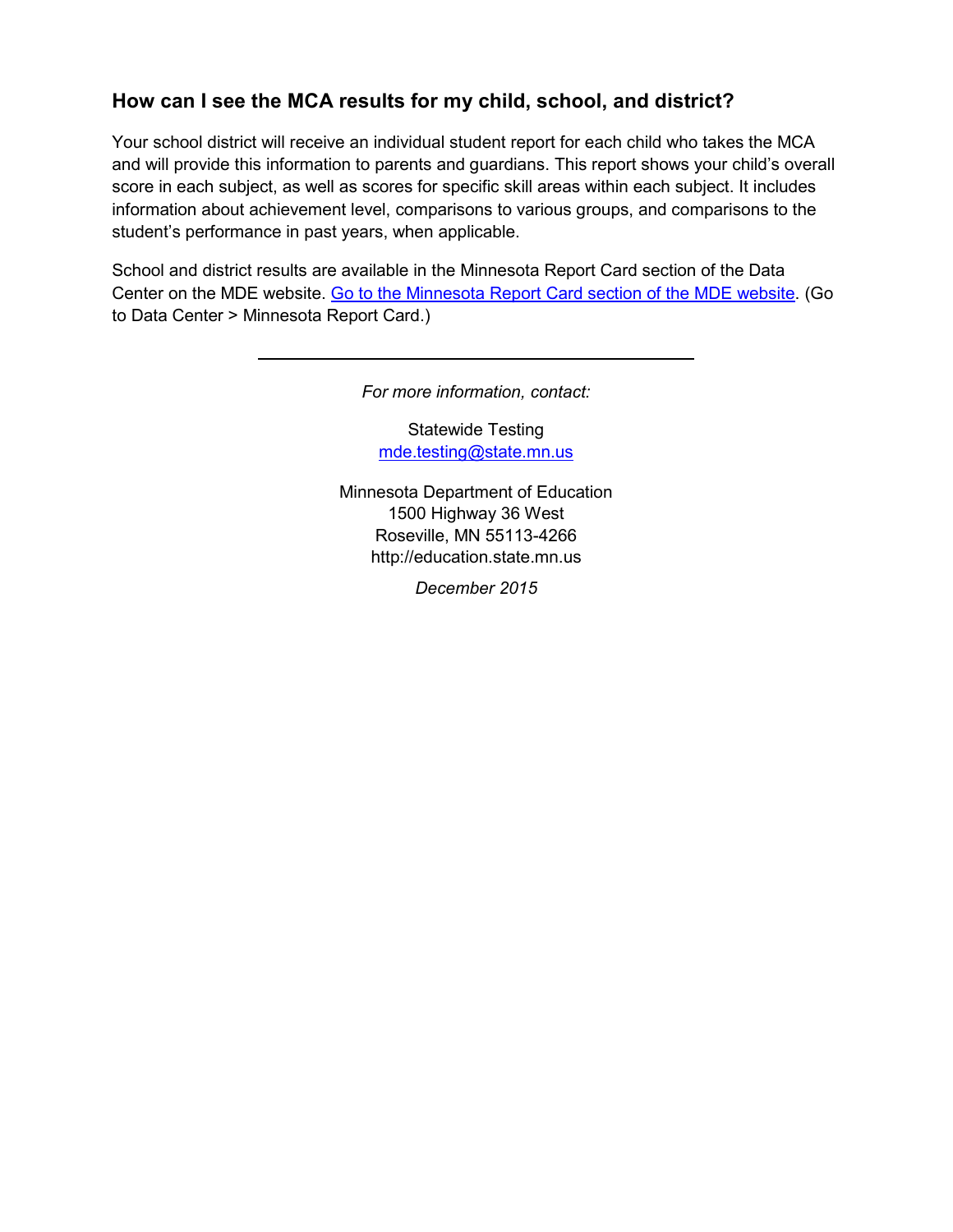## How can I see the MCA results for my child, school, and district?

Your school district will receive an individual student report for each child who takes the MCA and will provide this information to parents and guardians. This report shows your child's overall score in each subject, as well as scores for specific skill areas within each subject. It includes information about achievement level, comparisons to various groups, and comparisons to the student's performance in past years, when applicable.

School and district results are available in the Minnesota Report Card section of the Data Center on the MDE website. Go to the Minnesota Report Card section of the MDE website. (Go to Data Center > Minnesota Report Card.)

---

*For more information, contact:*

Statewide Testing
mde.testing@state.mn.us

Minnesota Department of Education
1500 Highway 36 West
Roseville, MN 55113-4266
http://education.state.mn.us

*December 2015*